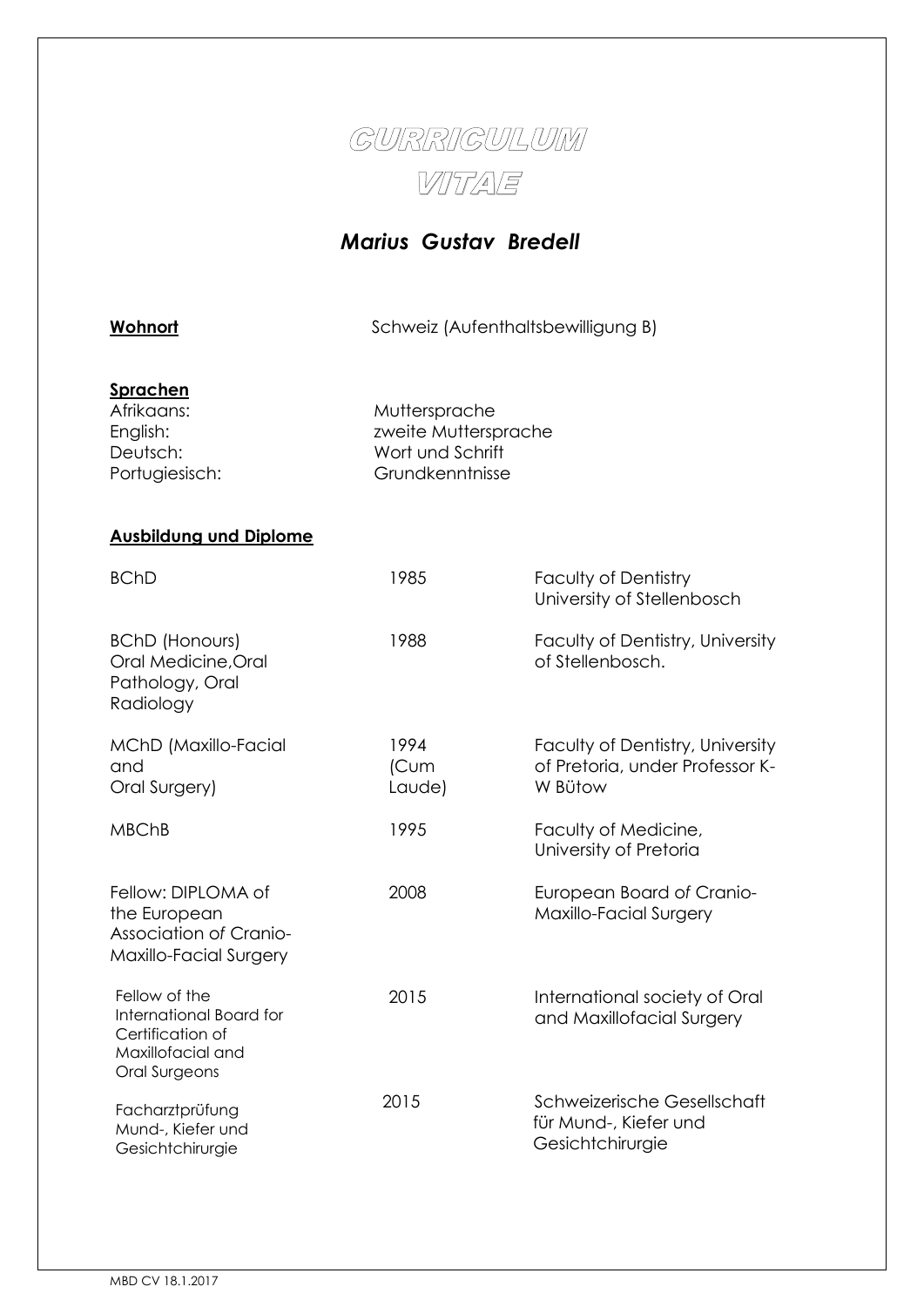# CURRICULUM VITAE

## *Marius Gustav Bredell*

**Wohnort** Schweiz (Aufenthaltsbewilligung B)

**Sprachen**

| | |
|---|---|
| Afrikaans: | Muttersprache |
| English: | zweite Muttersprache |
| Deutsch: | Wort und Schrift |
| Portugiesisch: | Grundkenntnisse |

**Ausbildung und Diplome**

| | | |
|---|---|---|
| BChD | 1985 | Faculty of Dentistry University of Stellenbosch |
| BChD (Honours) Oral Medicine,Oral Pathology, Oral Radiology | 1988 | Faculty of Dentistry, University of Stellenbosch. |
| MChD (Maxillo-Facial and Oral Surgery) | 1994 (Cum Laude) | Faculty of Dentistry, University of Pretoria, under Professor K-W Bütow |
| MBChB | 1995 | Faculty of Medicine, University of Pretoria |
| Fellow: DIPLOMA of the European Association of Cranio-Maxillo-Facial Surgery | 2008 | European Board of Cranio-Maxillo-Facial Surgery |
| Fellow of the International Board for Certification of Maxillofacial and Oral Surgeons | 2015 | International society of Oral and Maxillofacial Surgery |
| Facharztprüfung Mund-, Kiefer und Gesichtchirurgie | 2015 | Schweizerische Gesellschaft für Mund-, Kiefer und Gesichtchirurgie |

MBD CV 18.1.2017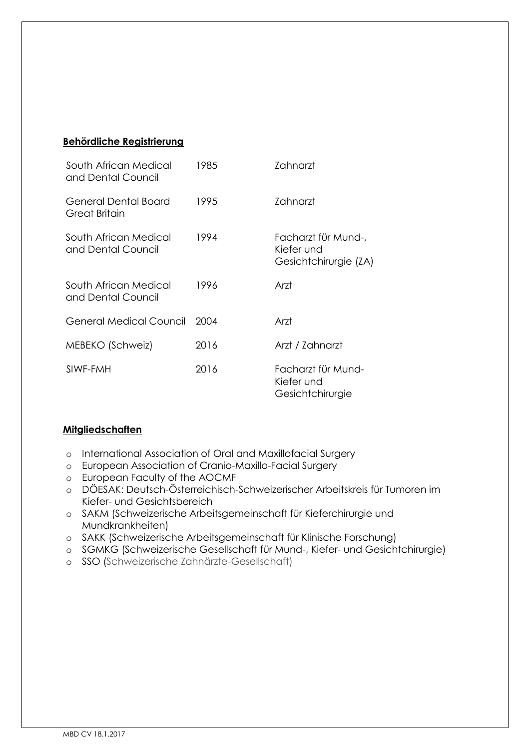**Behördliche Registrierung**

| | | |
|---|---|---|
| South African Medical and Dental Council | 1985 | Zahnarzt |
| General Dental Board Great Britain | 1995 | Zahnarzt |
| South African Medical and Dental Council | 1994 | Facharzt für Mund-, Kiefer und Gesichtchirurgie (ZA) |
| South African Medical and Dental Council | 1996 | Arzt |
| General Medical Council | 2004 | Arzt |
| MEBEKO (Schweiz) | 2016 | Arzt / Zahnarzt |
| SIWF-FMH | 2016 | Facharzt für Mund- Kiefer und Gesichtchirurgie |

**Mitgliedschaften**

- International Association of Oral and Maxillofacial Surgery
- European Association of Cranio-Maxillo-Facial Surgery
- European Faculty of the AOCMF
- DÖESAK: Deutsch-Österreichisch-Schweizerischer Arbeitskreis für Tumoren im Kiefer- und Gesichtsbereich
- SAKM (Schweizerische Arbeitsgemeinschaft für Kieferchirurgie und Mundkrankheiten)
- SAKK (Schweizerische Arbeitsgemeinschaft für Klinische Forschung)
- SGMKG (Schweizerische Gesellschaft für Mund-, Kiefer- und Gesichtchirurgie)
- SSO (Schweizerische Zahnärzte-Gesellschaft)

MBD CV 18.1.2017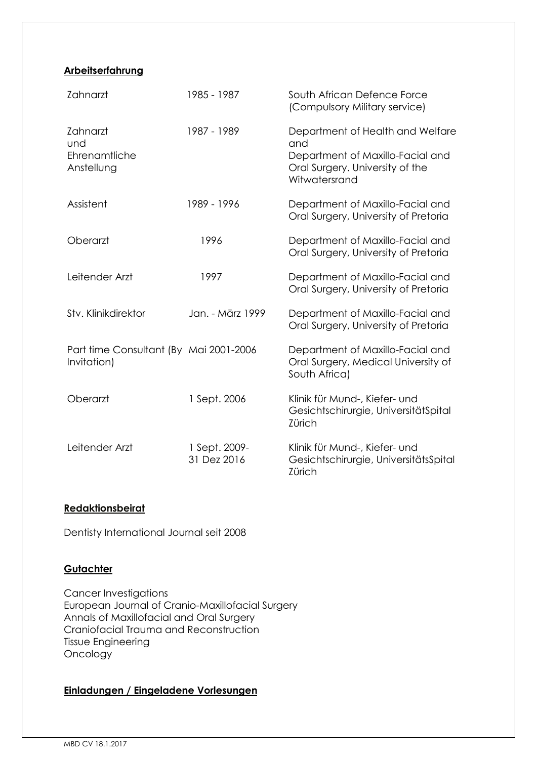## Arbeitserfahrung

| | | |
|---|---|---|
| Zahnarzt | 1985 - 1987 | South African Defence Force (Compulsory Military service) |
| Zahnarzt und Ehrenamtliche Anstellung | 1987 - 1989 | Department of Health and Welfare and Department of Maxillo-Facial and Oral Surgery. University of the Witwatersrand |
| Assistent | 1989 - 1996 | Department of Maxillo-Facial and Oral Surgery, University of Pretoria |
| Oberarzt | 1996 | Department of Maxillo-Facial and Oral Surgery, University of Pretoria |
| Leitender Arzt | 1997 | Department of Maxillo-Facial and Oral Surgery, University of Pretoria |
| Stv. Klinikdirektor | Jan. - März 1999 | Department of Maxillo-Facial and Oral Surgery, University of Pretoria |
| Part time Consultant (By Invitation) | Mai 2001-2006 | Department of Maxillo-Facial and Oral Surgery, Medical University of South Africa) |
| Oberarzt | 1 Sept. 2006 | Klinik für Mund-, Kiefer- und Gesichtschirurgie, UniversitätSpital Zürich |
| Leitender Arzt | 1 Sept. 2009- 31 Dez 2016 | Klinik für Mund-, Kiefer- und Gesichtschirurgie, UniversitätsSpital Zürich |

## Redaktionsbeirat

Dentisty International Journal seit 2008

## Gutachter

Cancer Investigations
European Journal of Cranio-Maxillofacial Surgery
Annals of Maxillofacial and Oral Surgery
Craniofacial Trauma and Reconstruction
Tissue Engineering
Oncology

## Einladungen / Eingeladene Vorlesungen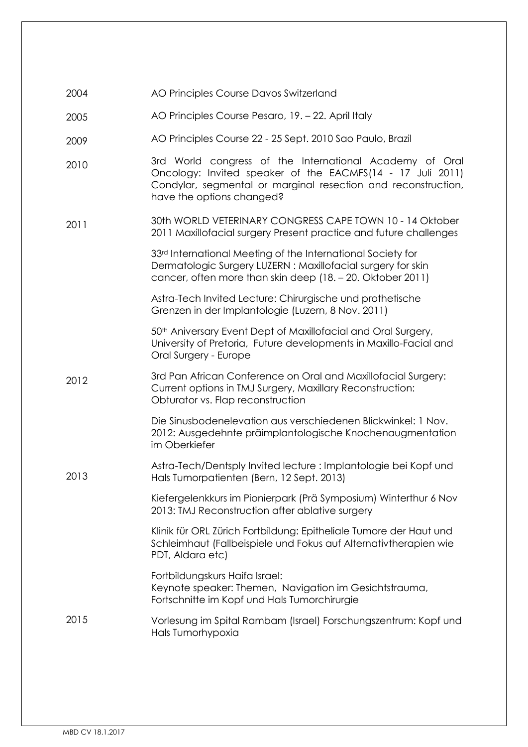| | |
|---|---|
| 2004 | AO Principles Course Davos Switzerland |
| 2005 | AO Principles Course Pesaro, 19. – 22. April Italy |
| 2009 | AO Principles Course 22 - 25 Sept. 2010 Sao Paulo, Brazil |
| 2010 | 3rd World congress of the International Academy of Oral Oncology: Invited speaker of the EACMFS(14 - 17 Juli 2011) Condylar, segmental or marginal resection and reconstruction, have the options changed? |
| 2011 | 30th WORLD VETERINARY CONGRESS CAPE TOWN 10 - 14 Oktober 2011 Maxillofacial surgery Present practice and future challenges |
| | 33rd International Meeting of the International Society for Dermatologic Surgery LUZERN : Maxillofacial surgery for skin cancer, often more than skin deep (18. – 20. Oktober 2011) |
| | Astra-Tech Invited Lecture: Chirurgische und prothetische Grenzen in der Implantologie (Luzern, 8 Nov. 2011) |
| | 50th Aniversary Event Dept of Maxillofacial and Oral Surgery, University of Pretoria, Future developments in Maxillo-Facial and Oral Surgery - Europe |
| 2012 | 3rd Pan African Conference on Oral and Maxillofacial Surgery: Current options in TMJ Surgery, Maxillary Reconstruction: Obturator vs. Flap reconstruction |
| | Die Sinusbodenelevation aus verschiedenen Blickwinkel: 1 Nov. 2012: Ausgedehnte präimplantologische Knochenaugmentation im Oberkiefer |
| 2013 | Astra-Tech/Dentsply Invited lecture : Implantologie bei Kopf und Hals Tumorpatienten (Bern, 12 Sept. 2013) |
| | Kiefergelenkkurs im Pionierpark (Prä Symposium) Winterthur 6 Nov 2013: TMJ Reconstruction after ablative surgery |
| | Klinik für ORL Zürich Fortbildung: Epitheliale Tumore der Haut und Schleimhaut (Fallbeispiele und Fokus auf Alternativtherapien wie PDT, Aldara etc) |
| | Fortbildungskurs Haifa Israel:<br>Keynote speaker: Themen, Navigation im Gesichtstrauma, Fortschnitte im Kopf und Hals Tumorchirurgie |
| 2015 | Vorlesung im Spital Rambam (Israel) Forschungszentrum: Kopf und Hals Tumorhypoxia |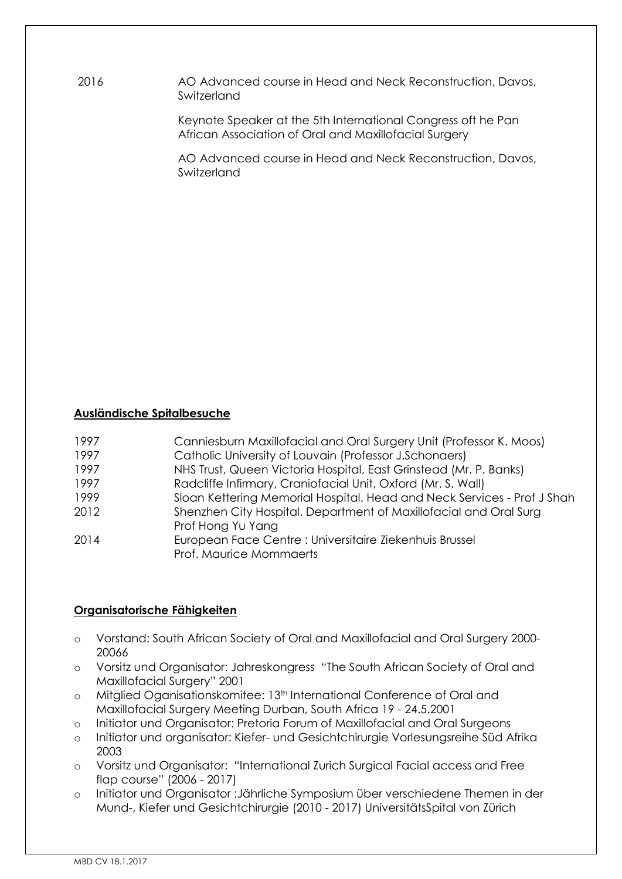| | |
|---|---|
| 2016 | AO Advanced course in Head and Neck Reconstruction, Davos, Switzerland |
| | Keynote Speaker at the 5th International Congress oft he Pan African Association of Oral and Maxillofacial Surgery |
| | AO Advanced course in Head and Neck Reconstruction, Davos, Switzerland |

## **Ausländische Spitalbesuche**

| | |
|---|---|
| 1997 | Canniesburn Maxillofacial and Oral Surgery Unit (Professor K. Moos) |
| 1997 | Catholic University of Louvain (Professor J.Schonaers) |
| 1997 | NHS Trust, Queen Victoria Hospital, East Grinstead (Mr. P. Banks) |
| 1997 | Radcliffe Infirmary, Craniofacial Unit, Oxford (Mr. S. Wall) |
| 1999 | Sloan Kettering Memorial Hospital. Head and Neck Services - Prof J Shah |
| 2012 | Shenzhen City Hospital. Department of Maxillofacial and Oral Surg Prof Hong Yu Yang |
| 2014 | European Face Centre : Universitaire Ziekenhuis Brussel Prof. Maurice Mommaerts |

## **Organisatorische Fähigkeiten**

- Vorstand: South African Society of Oral and Maxillofacial and Oral Surgery 2000-20066
- Vorsitz und Organisator: Jahreskongress "The South African Society of Oral and Maxillofacial Surgery" 2001
- Mitglied Oganisationskomitee: 13th International Conference of Oral and Maxillofacial Surgery Meeting Durban, South Africa 19 - 24.5.2001
- Initiator und Organisator: Pretoria Forum of Maxillofacial and Oral Surgeons
- Initiator und organisator: Kiefer- und Gesichtchirurgie Vorlesungsreihe Süd Afrika 2003
- Vorsitz und Organisator: "International Zurich Surgical Facial access and Free flap course" (2006 - 2017)
- Initiator und Organisator :Jährliche Symposium über verschiedene Themen in der Mund-, Kiefer und Gesichtchirurgie (2010 - 2017) UniversitätsSpital von Zürich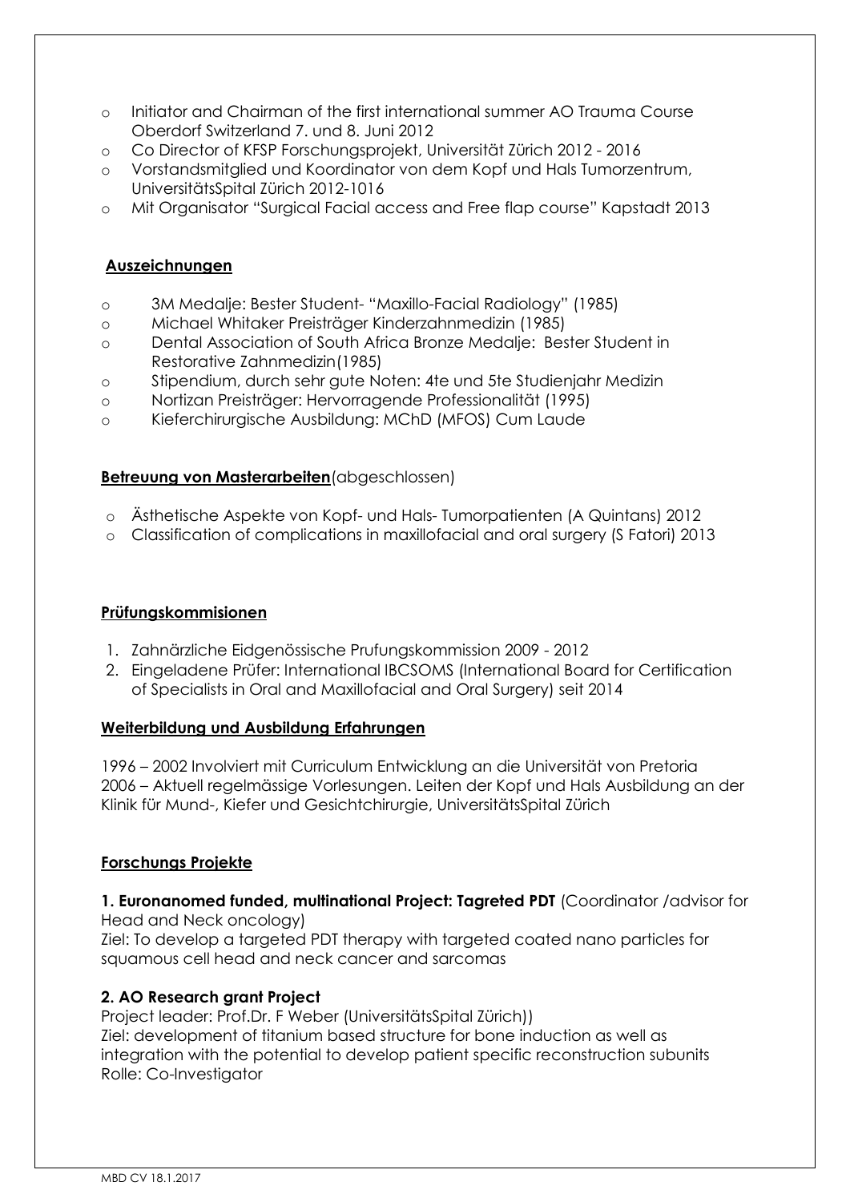- Initiator and Chairman of the first international summer AO Trauma Course Oberdorf Switzerland 7. und 8. Juni 2012
- Co Director of KFSP Forschungsprojekt, Universität Zürich 2012 - 2016
- Vorstandsmitglied und Koordinator von dem Kopf und Hals Tumorzentrum, UniversitätsSpital Zürich 2012-1016
- Mit Organisator "Surgical Facial access and Free flap course" Kapstadt 2013

## Auszeichnungen

- 3M Medalje: Bester Student- "Maxillo-Facial Radiology" (1985)
- Michael Whitaker Preisträger Kinderzahnmedizin (1985)
- Dental Association of South Africa Bronze Medalje: Bester Student in Restorative Zahnmedizin(1985)
- Stipendium, durch sehr gute Noten: 4te und 5te Studienjahr Medizin
- Nortizan Preisträger: Hervorragende Professionalität (1995)
- Kieferchirurgische Ausbildung: MChD (MFOS) Cum Laude

## Betreuung von Masterarbeiten(abgeschlossen)

- Ästhetische Aspekte von Kopf- und Hals- Tumorpatienten (A Quintans) 2012
- Classification of complications in maxillofacial and oral surgery (S Fatori) 2013

## Prüfungskommisionen

1. Zahnärzliche Eidgenössische Prufungskommission 2009 - 2012
2. Eingeladene Prüfer: International IBCSOMS (International Board for Certification of Specialists in Oral and Maxillofacial and Oral Surgery) seit 2014

## Weiterbildung und Ausbildung Erfahrungen

1996 – 2002 Involviert mit Curriculum Entwicklung an die Universität von Pretoria
2006 – Aktuell regelmässige Vorlesungen. Leiten der Kopf und Hals Ausbildung an der Klinik für Mund-, Kiefer und Gesichtchirurgie, UniversitätsSpital Zürich

## Forschungs Projekte

**1. Euronanomed funded, multinational Project: Tagreted PDT** (Coordinator /advisor for Head and Neck oncology)
Ziel: To develop a targeted PDT therapy with targeted coated nano particles for squamous cell head and neck cancer and sarcomas

**2. AO Research grant Project**
Project leader: Prof.Dr. F Weber (UniversitätsSpital Zürich))
Ziel: development of titanium based structure for bone induction as well as integration with the potential to develop patient specific reconstruction subunits
Rolle: Co-Investigator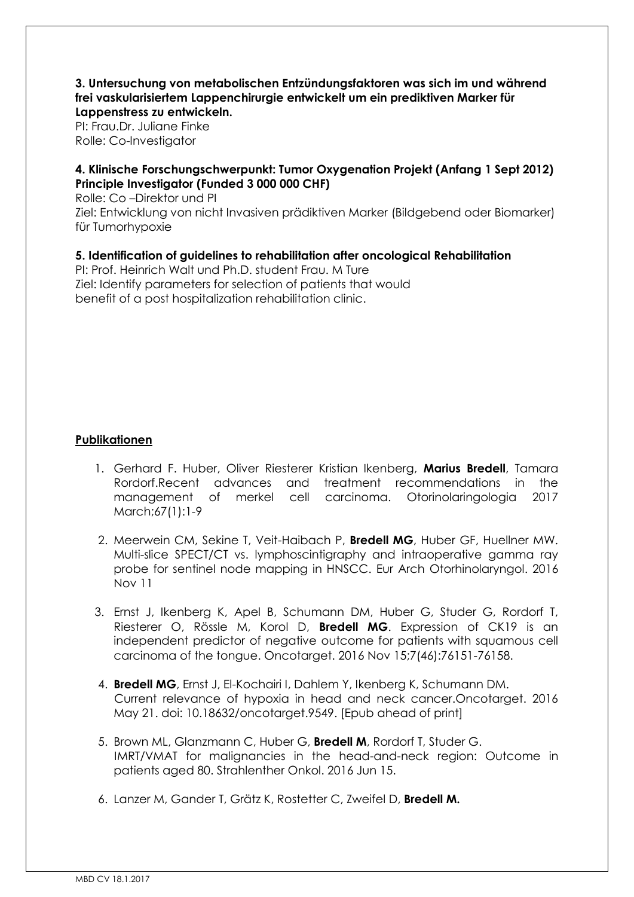**3. Untersuchung von metabolischen Entzündungsfaktoren was sich im und während frei vaskularisiertem Lappenchirurgie entwickelt um ein prediktiven Marker für Lappenstress zu entwickeln.**
PI: Frau.Dr. Juliane Finke
Rolle: Co-Investigator

**4. Klinische Forschungschwerpunkt: Tumor Oxygenation Projekt (Anfang 1 Sept 2012) Principle Investigator (Funded 3 000 000 CHF)**
Rolle: Co –Direktor und PI
Ziel: Entwicklung von nicht Invasiven prädiktiven Marker (Bildgebend oder Biomarker) für Tumorhypoxie

**5. Identification of guidelines to rehabilitation after oncological Rehabilitation**
PI: Prof. Heinrich Walt und Ph.D. student Frau. M Ture
Ziel: Identify parameters for selection of patients that would benefit of a post hospitalization rehabilitation clinic.

## Publikationen

1. Gerhard F. Huber, Oliver Riesterer Kristian Ikenberg, **Marius Bredell**, Tamara Rordorf.Recent advances and treatment recommendations in the management of merkel cell carcinoma. Otorinolaringologia 2017 March;67(1):1-9

2. Meerwein CM, Sekine T, Veit-Haibach P, **Bredell MG**, Huber GF, Huellner MW. Multi-slice SPECT/CT vs. lymphoscintigraphy and intraoperative gamma ray probe for sentinel node mapping in HNSCC. Eur Arch Otorhinolaryngol. 2016 Nov 11

3. Ernst J, Ikenberg K, Apel B, Schumann DM, Huber G, Studer G, Rordorf T, Riesterer O, Rössle M, Korol D, **Bredell MG**. Expression of CK19 is an independent predictor of negative outcome for patients with squamous cell carcinoma of the tongue. Oncotarget. 2016 Nov 15;7(46):76151-76158.

4. **Bredell MG**, Ernst J, El-Kochairi I, Dahlem Y, Ikenberg K, Schumann DM. Current relevance of hypoxia in head and neck cancer.Oncotarget. 2016 May 21. doi: 10.18632/oncotarget.9549. [Epub ahead of print]

5. Brown ML, Glanzmann C, Huber G, **Bredell M**, Rordorf T, Studer G. IMRT/VMAT for malignancies in the head-and-neck region: Outcome in patients aged 80. Strahlenther Onkol. 2016 Jun 15.

6. Lanzer M, Gander T, Grätz K, Rostetter C, Zweifel D, **Bredell M.**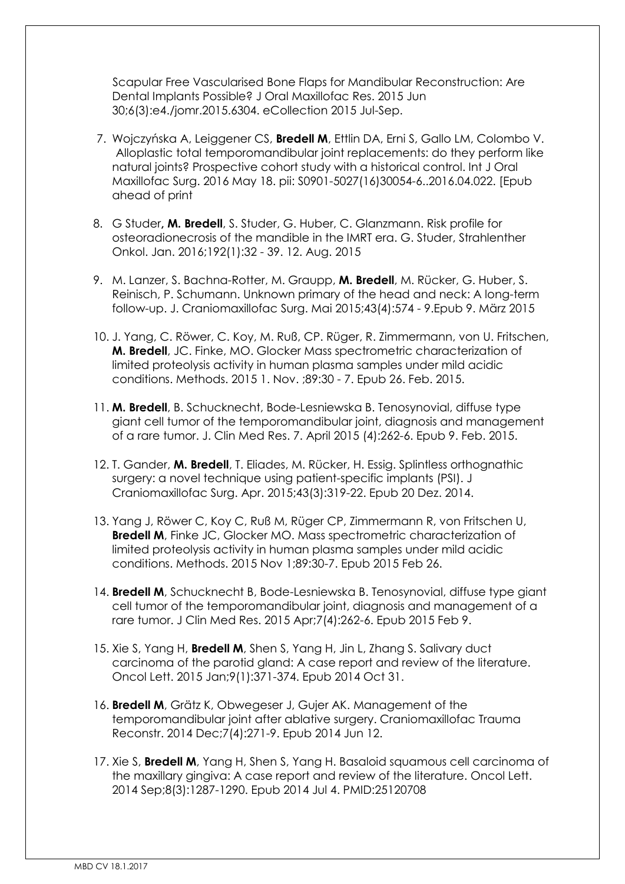Scapular Free Vascularised Bone Flaps for Mandibular Reconstruction: Are Dental Implants Possible? J Oral Maxillofac Res. 2015 Jun 30;6(3):e4./jomr.2015.6304. eCollection 2015 Jul-Sep.

7. Wojczyńska A, Leiggener CS, **Bredell M**, Ettlin DA, Erni S, Gallo LM, Colombo V. Alloplastic total temporomandibular joint replacements: do they perform like natural joints? Prospective cohort study with a historical control. Int J Oral Maxillofac Surg. 2016 May 18. pii: S0901-5027(16)30054-6..2016.04.022. [Epub ahead of print

8. G Studer**, M. Bredell**, S. Studer, G. Huber, C. Glanzmann. Risk profile for osteoradionecrosis of the mandible in the IMRT era. G. Studer, Strahlenther Onkol. Jan. 2016;192(1):32 - 39. 12. Aug. 2015

9. M. Lanzer, S. Bachna-Rotter, M. Graupp, **M. Bredell**, M. Rücker, G. Huber, S. Reinisch, P. Schumann. Unknown primary of the head and neck: A long-term follow-up. J. Craniomaxillofac Surg. Mai 2015;43(4):574 - 9.Epub 9. März 2015

10. J. Yang, C. Röwer, C. Koy, M. Ruß, CP. Rüger, R. Zimmermann, von U. Fritschen, **M. Bredell**, JC. Finke, MO. Glocker Mass spectrometric characterization of limited proteolysis activity in human plasma samples under mild acidic conditions. Methods. 2015 1. Nov. ;89:30 - 7. Epub 26. Feb. 2015.

11. **M. Bredell**, B. Schucknecht, Bode-Lesniewska B. Tenosynovial, diffuse type giant cell tumor of the temporomandibular joint, diagnosis and management of a rare tumor. J. Clin Med Res. 7. April 2015 (4):262-6. Epub 9. Feb. 2015.

12. T. Gander, **M. Bredell**, T. Eliades, M. Rücker, H. Essig. Splintless orthognathic surgery: a novel technique using patient-specific implants (PSI). J Craniomaxillofac Surg. Apr. 2015;43(3):319-22. Epub 20 Dez. 2014.

13. Yang J, Röwer C, Koy C, Ruß M, Rüger CP, Zimmermann R, von Fritschen U, **Bredell M**, Finke JC, Glocker MO. Mass spectrometric characterization of limited proteolysis activity in human plasma samples under mild acidic conditions. Methods. 2015 Nov 1;89:30-7. Epub 2015 Feb 26.

14. **Bredell M**, Schucknecht B, Bode-Lesniewska B. Tenosynovial, diffuse type giant cell tumor of the temporomandibular joint, diagnosis and management of a rare tumor. J Clin Med Res. 2015 Apr;7(4):262-6. Epub 2015 Feb 9.

15. Xie S, Yang H, **Bredell M**, Shen S, Yang H, Jin L, Zhang S. Salivary duct carcinoma of the parotid gland: A case report and review of the literature. Oncol Lett. 2015 Jan;9(1):371-374. Epub 2014 Oct 31.

16. **Bredell M**, Grätz K, Obwegeser J, Gujer AK. Management of the temporomandibular joint after ablative surgery. Craniomaxillofac Trauma Reconstr. 2014 Dec;7(4):271-9. Epub 2014 Jun 12.

17. Xie S, **Bredell M**, Yang H, Shen S, Yang H. Basaloid squamous cell carcinoma of the maxillary gingiva: A case report and review of the literature. Oncol Lett. 2014 Sep;8(3):1287-1290. Epub 2014 Jul 4. PMID:25120708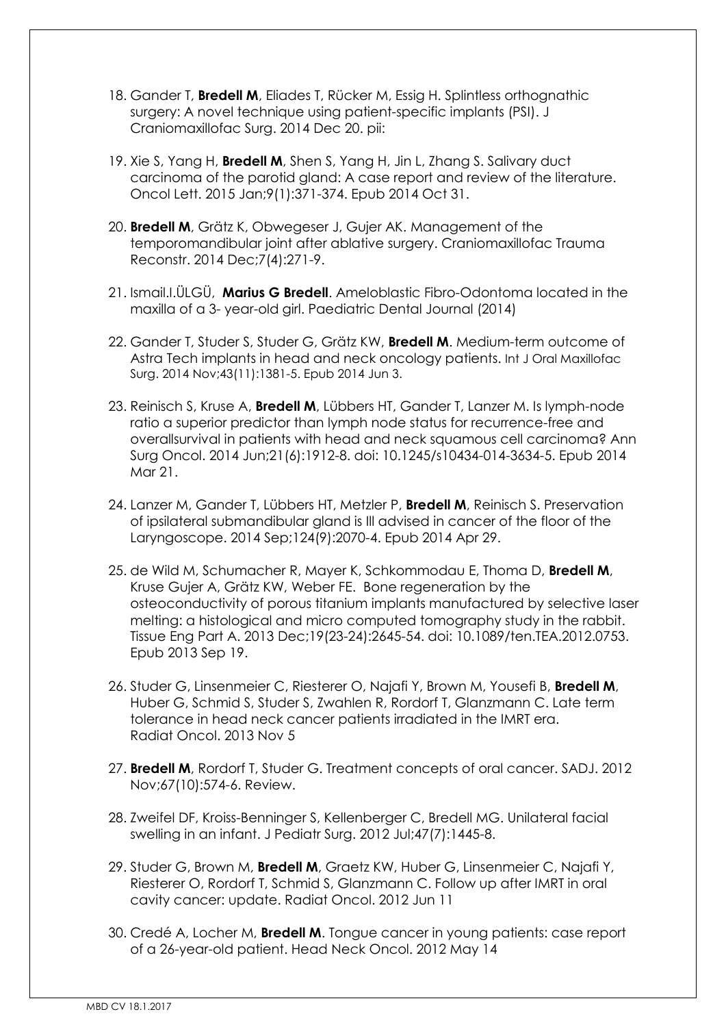18. Gander T, **Bredell M**, Eliades T, Rücker M, Essig H. Splintless orthognathic surgery: A novel technique using patient-specific implants (PSI). J Craniomaxillofac Surg. 2014 Dec 20. pii:

19. Xie S, Yang H, **Bredell M**, Shen S, Yang H, Jin L, Zhang S. Salivary duct carcinoma of the parotid gland: A case report and review of the literature. Oncol Lett. 2015 Jan;9(1):371-374. Epub 2014 Oct 31.

20. **Bredell M**, Grätz K, Obwegeser J, Gujer AK. Management of the temporomandibular joint after ablative surgery. Craniomaxillofac Trauma Reconstr. 2014 Dec;7(4):271-9.

21. Ismail.I.ÜLGÜ, **Marius G Bredell**. Ameloblastic Fibro-Odontoma located in the maxilla of a 3- year-old girl. Paediatric Dental Journal (2014)

22. Gander T, Studer S, Studer G, Grätz KW, **Bredell M**. Medium-term outcome of Astra Tech implants in head and neck oncology patients. Int J Oral Maxillofac Surg. 2014 Nov;43(11):1381-5. Epub 2014 Jun 3.

23. Reinisch S, Kruse A, **Bredell M**, Lübbers HT, Gander T, Lanzer M. Is lymph-node ratio a superior predictor than lymph node status for recurrence-free and overallsurvival in patients with head and neck squamous cell carcinoma? Ann Surg Oncol. 2014 Jun;21(6):1912-8. doi: 10.1245/s10434-014-3634-5. Epub 2014 Mar 21.

24. Lanzer M, Gander T, Lübbers HT, Metzler P, **Bredell M**, Reinisch S. Preservation of ipsilateral submandibular gland is ill advised in cancer of the floor of the Laryngoscope. 2014 Sep;124(9):2070-4. Epub 2014 Apr 29.

25. de Wild M, Schumacher R, Mayer K, Schkommodau E, Thoma D, **Bredell M**, Kruse Gujer A, Grätz KW, Weber FE. Bone regeneration by the osteoconductivity of porous titanium implants manufactured by selective laser melting: a histological and micro computed tomography study in the rabbit. Tissue Eng Part A. 2013 Dec;19(23-24):2645-54. doi: 10.1089/ten.TEA.2012.0753. Epub 2013 Sep 19.

26. Studer G, Linsenmeier C, Riesterer O, Najafi Y, Brown M, Yousefi B, **Bredell M**, Huber G, Schmid S, Studer S, Zwahlen R, Rordorf T, Glanzmann C. Late term tolerance in head neck cancer patients irradiated in the IMRT era. Radiat Oncol. 2013 Nov 5

27. **Bredell M**, Rordorf T, Studer G. Treatment concepts of oral cancer. SADJ. 2012 Nov;67(10):574-6. Review.

28. Zweifel DF, Kroiss-Benninger S, Kellenberger C, Bredell MG. Unilateral facial swelling in an infant. J Pediatr Surg. 2012 Jul;47(7):1445-8.

29. Studer G, Brown M, **Bredell M**, Graetz KW, Huber G, Linsenmeier C, Najafi Y, Riesterer O, Rordorf T, Schmid S, Glanzmann C. Follow up after IMRT in oral cavity cancer: update. Radiat Oncol. 2012 Jun 11

30. Credé A, Locher M, **Bredell M**. Tongue cancer in young patients: case report of a 26-year-old patient. Head Neck Oncol. 2012 May 14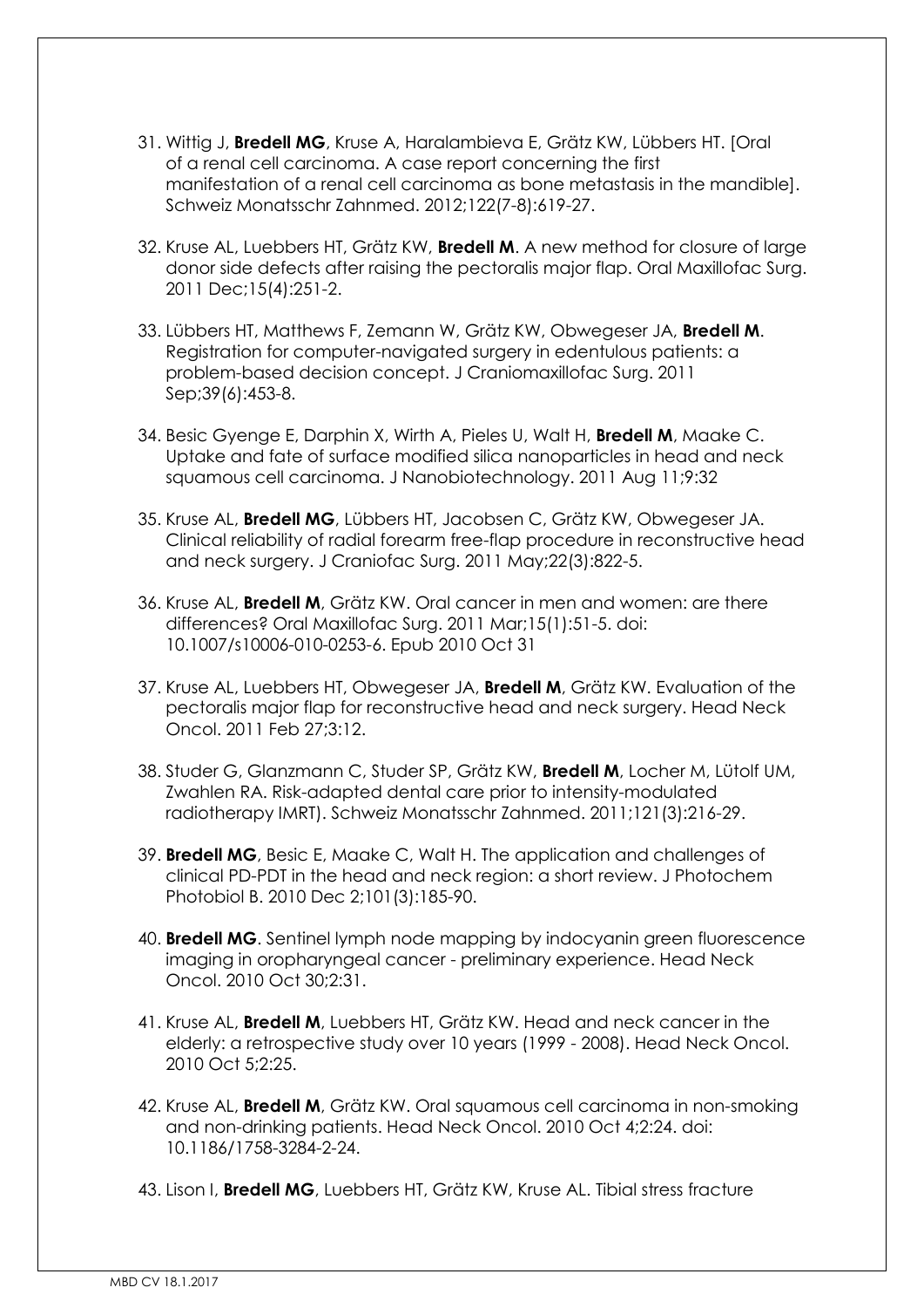31. Wittig J, **Bredell MG**, Kruse A, Haralambieva E, Grätz KW, Lübbers HT. [Oral of a renal cell carcinoma. A case report concerning the first manifestation of a renal cell carcinoma as bone metastasis in the mandible]. Schweiz Monatsschr Zahnmed. 2012;122(7-8):619-27.

32. Kruse AL, Luebbers HT, Grätz KW, **Bredell M**. A new method for closure of large donor side defects after raising the pectoralis major flap. Oral Maxillofac Surg. 2011 Dec;15(4):251-2.

33. Lübbers HT, Matthews F, Zemann W, Grätz KW, Obwegeser JA, **Bredell M**. Registration for computer-navigated surgery in edentulous patients: a problem-based decision concept. J Craniomaxillofac Surg. 2011 Sep;39(6):453-8.

34. Besic Gyenge E, Darphin X, Wirth A, Pieles U, Walt H, **Bredell M**, Maake C. Uptake and fate of surface modified silica nanoparticles in head and neck squamous cell carcinoma. J Nanobiotechnology. 2011 Aug 11;9:32

35. Kruse AL, **Bredell MG**, Lübbers HT, Jacobsen C, Grätz KW, Obwegeser JA. Clinical reliability of radial forearm free-flap procedure in reconstructive head and neck surgery. J Craniofac Surg. 2011 May;22(3):822-5.

36. Kruse AL, **Bredell M**, Grätz KW. Oral cancer in men and women: are there differences? Oral Maxillofac Surg. 2011 Mar;15(1):51-5. doi: 10.1007/s10006-010-0253-6. Epub 2010 Oct 31

37. Kruse AL, Luebbers HT, Obwegeser JA, **Bredell M**, Grätz KW. Evaluation of the pectoralis major flap for reconstructive head and neck surgery. Head Neck Oncol. 2011 Feb 27;3:12.

38. Studer G, Glanzmann C, Studer SP, Grätz KW, **Bredell M**, Locher M, Lütolf UM, Zwahlen RA. Risk-adapted dental care prior to intensity-modulated radiotherapy IMRT). Schweiz Monatsschr Zahnmed. 2011;121(3):216-29.

39. **Bredell MG**, Besic E, Maake C, Walt H. The application and challenges of clinical PD-PDT in the head and neck region: a short review. J Photochem Photobiol B. 2010 Dec 2;101(3):185-90.

40. **Bredell MG**. Sentinel lymph node mapping by indocyanin green fluorescence imaging in oropharyngeal cancer - preliminary experience. Head Neck Oncol. 2010 Oct 30;2:31.

41. Kruse AL, **Bredell M**, Luebbers HT, Grätz KW. Head and neck cancer in the elderly: a retrospective study over 10 years (1999 - 2008). Head Neck Oncol. 2010 Oct 5;2:25.

42. Kruse AL, **Bredell M**, Grätz KW. Oral squamous cell carcinoma in non-smoking and non-drinking patients. Head Neck Oncol. 2010 Oct 4;2:24. doi: 10.1186/1758-3284-2-24.

43. Lison I, **Bredell MG**, Luebbers HT, Grätz KW, Kruse AL. Tibial stress fracture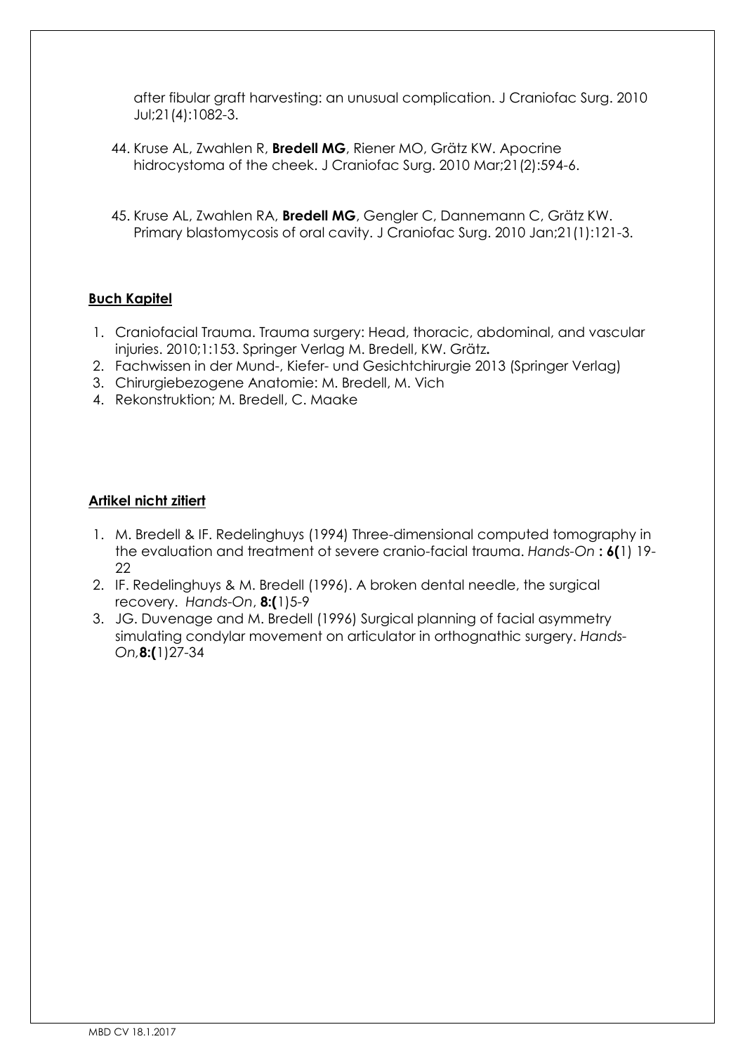after fibular graft harvesting: an unusual complication. J Craniofac Surg. 2010 Jul;21(4):1082-3.

44. Kruse AL, Zwahlen R, **Bredell MG**, Riener MO, Grätz KW. Apocrine hidrocystoma of the cheek. J Craniofac Surg. 2010 Mar;21(2):594-6.

45. Kruse AL, Zwahlen RA, **Bredell MG**, Gengler C, Dannemann C, Grätz KW. Primary blastomycosis of oral cavity. J Craniofac Surg. 2010 Jan;21(1):121-3.

**Buch Kapitel**

1. Craniofacial Trauma. Trauma surgery: Head, thoracic, abdominal, and vascular injuries. 2010;1:153. Springer Verlag M. Bredell, KW. Grätz**.**
2. Fachwissen in der Mund-, Kiefer- und Gesichtchirurgie 2013 (Springer Verlag)
3. Chirurgiebezogene Anatomie: M. Bredell, M. Vich
4. Rekonstruktion; M. Bredell, C. Maake

**Artikel nicht zitiert**

1. M. Bredell & IF. Redelinghuys (1994) Three-dimensional computed tomography in the evaluation and treatment ot severe cranio-facial trauma. *Hands-On* **: 6(**1) 19-22
2. IF. Redelinghuys & M. Bredell (1996). A broken dental needle, the surgical recovery. *Hands-On*, **8:(**1)5-9
3. JG. Duvenage and M. Bredell (1996) Surgical planning of facial asymmetry simulating condylar movement on articulator in orthognathic surgery. *Hands-On,***8:(**1)27-34